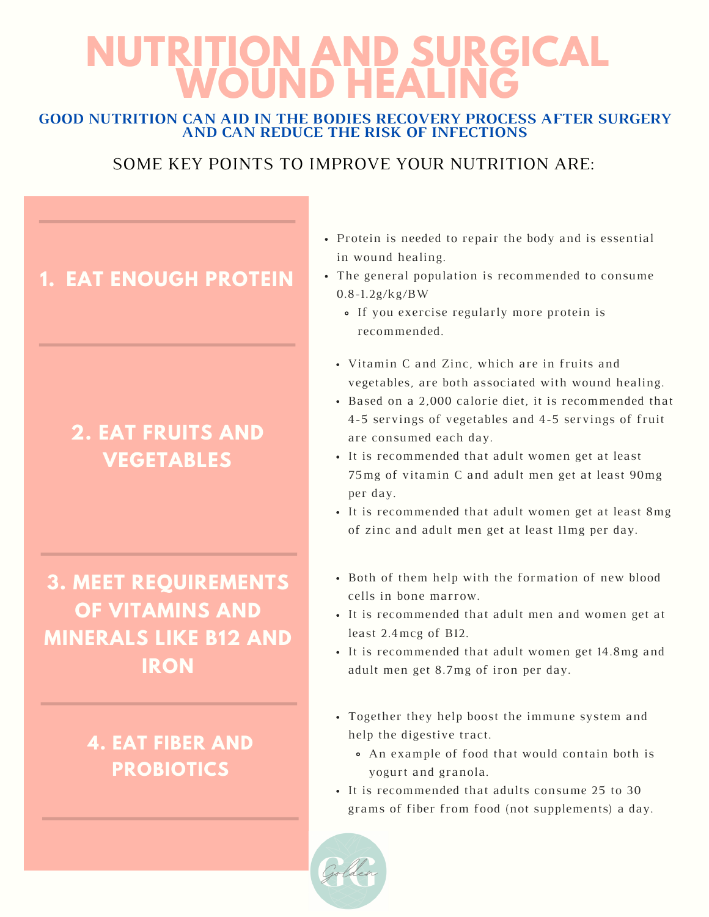# NUTRITION AND SURGICAL WOUND HEALING

**GOOD NUTRITION CAN AID IN THE BODIES RECOVERY PROCESS AFTER SURGERY AND CAN REDUCE THE RISK OF INFECTIONS**

SOME KEY POINTS TO IMPROVE YOUR NUTRITION ARE:

## 1. EAT ENOUGH PROTEIN

- Protein is needed to repair the body and is essential in wound healing.
- The general population is recommended to consume 0.8-1.2g/kg/BW
  - If you exercise regularly more protein is recommended.

## 2. EAT FRUITS AND VEGETABLES

- Vitamin C and Zinc, which are in fruits and vegetables, are both associated with wound healing.
- Based on a 2,000 calorie diet, it is recommended that 4-5 servings of vegetables and 4-5 servings of fruit are consumed each day.
- It is recommended that adult women get at least 75mg of vitamin C and adult men get at least 90mg per day.
- It is recommended that adult women get at least 8mg of zinc and adult men get at least 11mg per day.

## 3. MEET REQUIREMENTS OF VITAMINS AND MINERALS LIKE B12 AND IRON

- Both of them help with the formation of new blood cells in bone marrow.
- It is recommended that adult men and women get at least 2.4mcg of B12.
- It is recommended that adult women get 14.8mg and adult men get 8.7mg of iron per day.

## 4. EAT FIBER AND PROBIOTICS

- Together they help boost the immune system and help the digestive tract.
  - An example of food that would contain both is yogurt and granola.
- It is recommended that adults consume 25 to 30 grams of fiber from food (not supplements) a day.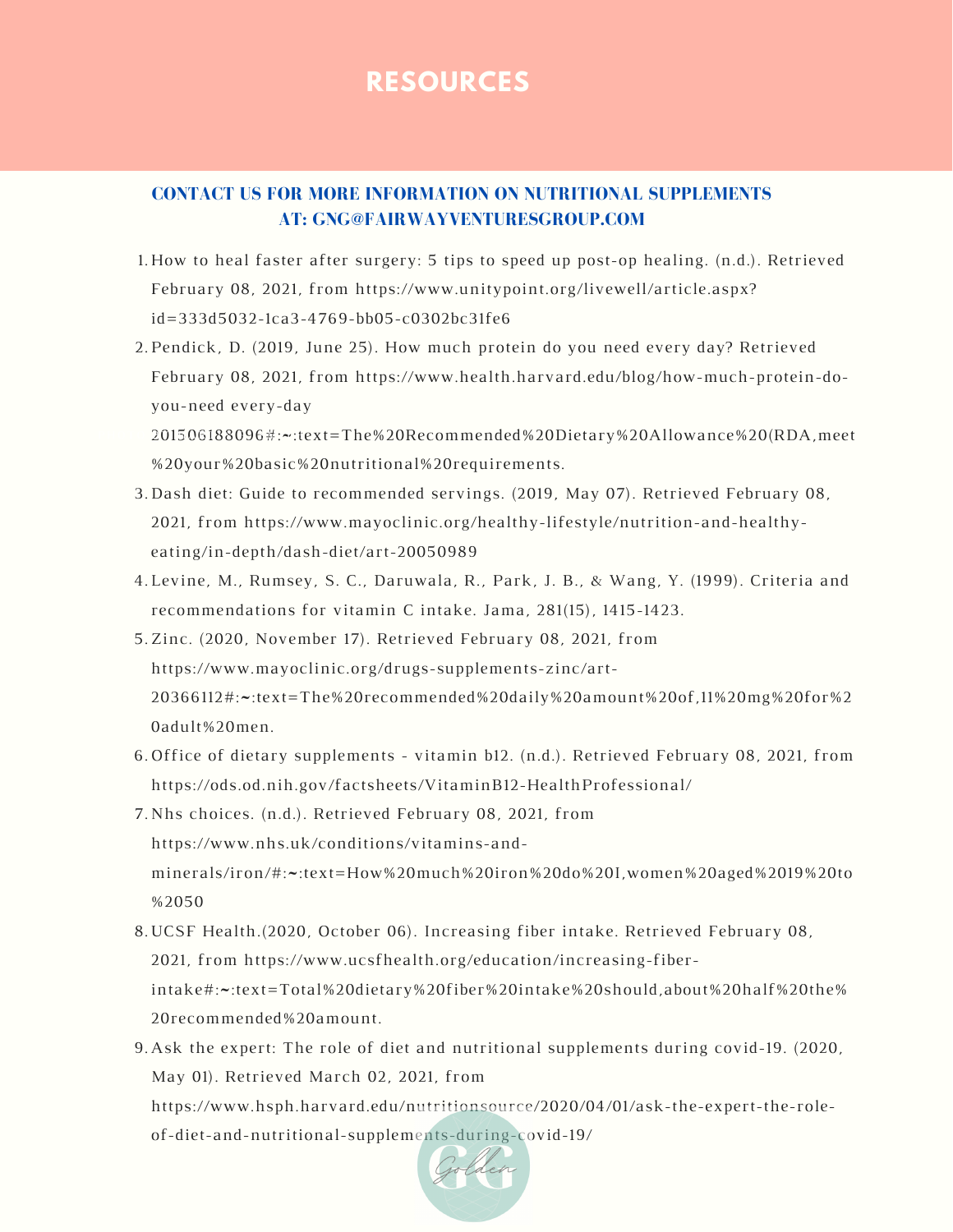# RESOURCES

**CONTACT US FOR MORE INFORMATION ON NUTRITIONAL SUPPLEMENTS AT: GNG@FAIRWAYVENTURESGROUP.COM**

1. How to heal faster after surgery: 5 tips to speed up post-op healing. (n.d.). Retrieved February 08, 2021, from https://www.unitypoint.org/livewell/article.aspx?id=333d5032-1ca3-4769-bb05-c0302bc31fe6
2. Pendick, D. (2019, June 25). How much protein do you need every day? Retrieved February 08, 2021, from https://www.health.harvard.edu/blog/how-much-protein-do-you-need every-day 201506188096#:~:text=The%20Recommended%20Dietary%20Allowance%20(RDA,meet%20your%20basic%20nutritional%20requirements.
3. Dash diet: Guide to recommended servings. (2019, May 07). Retrieved February 08, 2021, from https://www.mayoclinic.org/healthy-lifestyle/nutrition-and-healthy-eating/in-depth/dash-diet/art-20050989
4. Levine, M., Rumsey, S. C., Daruwala, R., Park, J. B., & Wang, Y. (1999). Criteria and recommendations for vitamin C intake. Jama, 281(15), 1415-1423.
5. Zinc. (2020, November 17). Retrieved February 08, 2021, from https://www.mayoclinic.org/drugs-supplements-zinc/art-20366112#:~:text=The%20recommended%20daily%20amount%20of,11%20mg%20for%20adult%20men.
6. Office of dietary supplements - vitamin b12. (n.d.). Retrieved February 08, 2021, from https://ods.od.nih.gov/factsheets/VitaminB12-HealthProfessional/
7. Nhs choices. (n.d.). Retrieved February 08, 2021, from https://www.nhs.uk/conditions/vitamins-and-minerals/iron/#:~:text=How%20much%20iron%20do%20I,women%20aged%2019%20to%2050
8. UCSF Health.(2020, October 06). Increasing fiber intake. Retrieved February 08, 2021, from https://www.ucsfhealth.org/education/increasing-fiber-intake#:~:text=Total%20dietary%20fiber%20intake%20should,about%20half%20the%20recommended%20amount.
9. Ask the expert: The role of diet and nutritional supplements during covid-19. (2020, May 01). Retrieved March 02, 2021, from https://www.hsph.harvard.edu/nutritionsource/2020/04/01/ask-the-expert-the-role-of-diet-and-nutritional-supplements-during-covid-19/